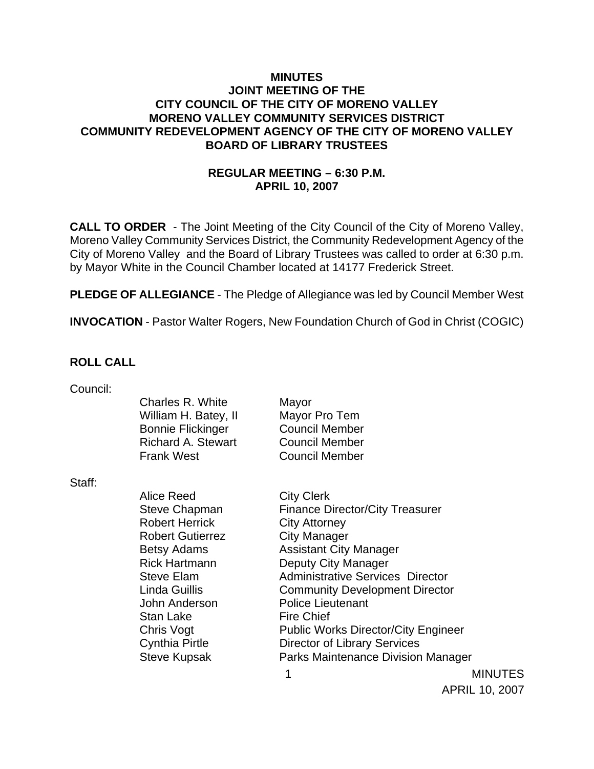**MINUTES**
**JOINT MEETING OF THE**
**CITY COUNCIL OF THE CITY OF MORENO VALLEY**
**MORENO VALLEY COMMUNITY SERVICES DISTRICT**
**COMMUNITY REDEVELOPMENT AGENCY OF THE CITY OF MORENO VALLEY**
**BOARD OF LIBRARY TRUSTEES**

**REGULAR MEETING – 6:30 P.M.**
**APRIL 10, 2007**

**CALL TO ORDER** - The Joint Meeting of the City Council of the City of Moreno Valley, Moreno Valley Community Services District, the Community Redevelopment Agency of the City of Moreno Valley and the Board of Library Trustees was called to order at 6:30 p.m. by Mayor White in the Council Chamber located at 14177 Frederick Street.

**PLEDGE OF ALLEGIANCE** - The Pledge of Allegiance was led by Council Member West

**INVOCATION** - Pastor Walter Rogers, New Foundation Church of God in Christ (COGIC)

**ROLL CALL**

Council:

| | |
|---|---|
| Charles R. White | Mayor |
| William H. Batey, II | Mayor Pro Tem |
| Bonnie Flickinger | Council Member |
| Richard A. Stewart | Council Member |
| Frank West | Council Member |

Staff:

| | |
|---|---|
| Alice Reed | City Clerk |
| Steve Chapman | Finance Director/City Treasurer |
| Robert Herrick | City Attorney |
| Robert Gutierrez | City Manager |
| Betsy Adams | Assistant City Manager |
| Rick Hartmann | Deputy City Manager |
| Steve Elam | Administrative Services Director |
| Linda Guillis | Community Development Director |
| John Anderson | Police Lieutenant |
| Stan Lake | Fire Chief |
| Chris Vogt | Public Works Director/City Engineer |
| Cynthia Pirtle | Director of Library Services |
| Steve Kupsak | Parks Maintenance Division Manager |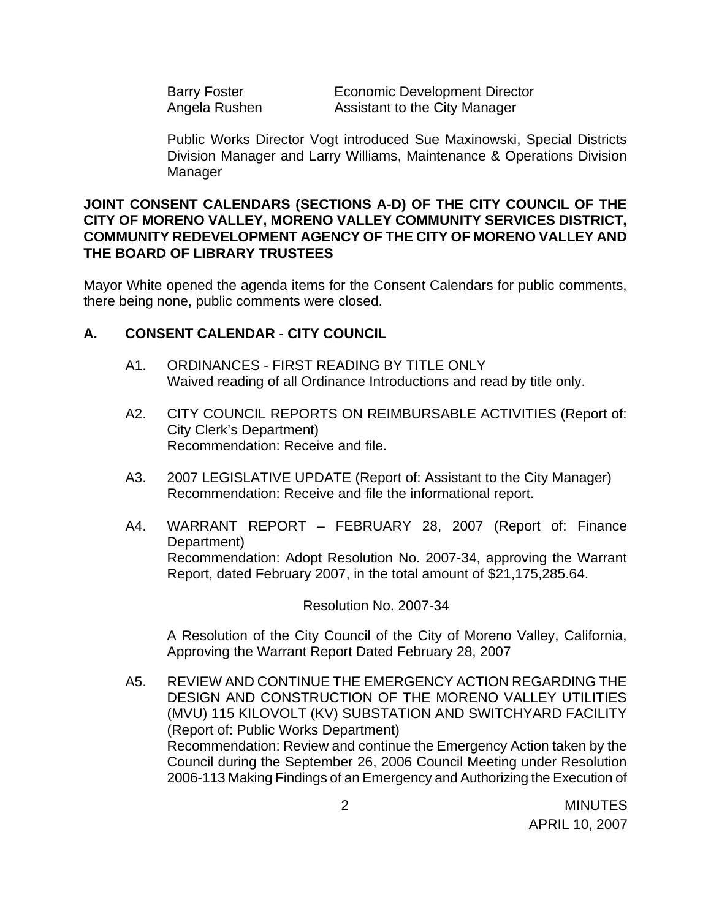| | |
|---|---|
| Barry Foster | Economic Development Director |
| Angela Rushen | Assistant to the City Manager |

Public Works Director Vogt introduced Sue Maxinowski, Special Districts Division Manager and Larry Williams, Maintenance & Operations Division Manager

**JOINT CONSENT CALENDARS (SECTIONS A-D) OF THE CITY COUNCIL OF THE CITY OF MORENO VALLEY, MORENO VALLEY COMMUNITY SERVICES DISTRICT, COMMUNITY REDEVELOPMENT AGENCY OF THE CITY OF MORENO VALLEY AND THE BOARD OF LIBRARY TRUSTEES**

Mayor White opened the agenda items for the Consent Calendars for public comments, there being none, public comments were closed.

## A. CONSENT CALENDAR - CITY COUNCIL

A1. ORDINANCES - FIRST READING BY TITLE ONLY
Waived reading of all Ordinance Introductions and read by title only.

A2. CITY COUNCIL REPORTS ON REIMBURSABLE ACTIVITIES (Report of: City Clerk's Department)
Recommendation: Receive and file.

A3. 2007 LEGISLATIVE UPDATE (Report of: Assistant to the City Manager)
Recommendation: Receive and file the informational report.

A4. WARRANT REPORT – FEBRUARY 28, 2007 (Report of: Finance Department)
Recommendation: Adopt Resolution No. 2007-34, approving the Warrant Report, dated February 2007, in the total amount of $21,175,285.64.

Resolution No. 2007-34

A Resolution of the City Council of the City of Moreno Valley, California, Approving the Warrant Report Dated February 28, 2007

A5. REVIEW AND CONTINUE THE EMERGENCY ACTION REGARDING THE DESIGN AND CONSTRUCTION OF THE MORENO VALLEY UTILITIES (MVU) 115 KILOVOLT (KV) SUBSTATION AND SWITCHYARD FACILITY (Report of: Public Works Department)
Recommendation: Review and continue the Emergency Action taken by the Council during the September 26, 2006 Council Meeting under Resolution 2006-113 Making Findings of an Emergency and Authorizing the Execution of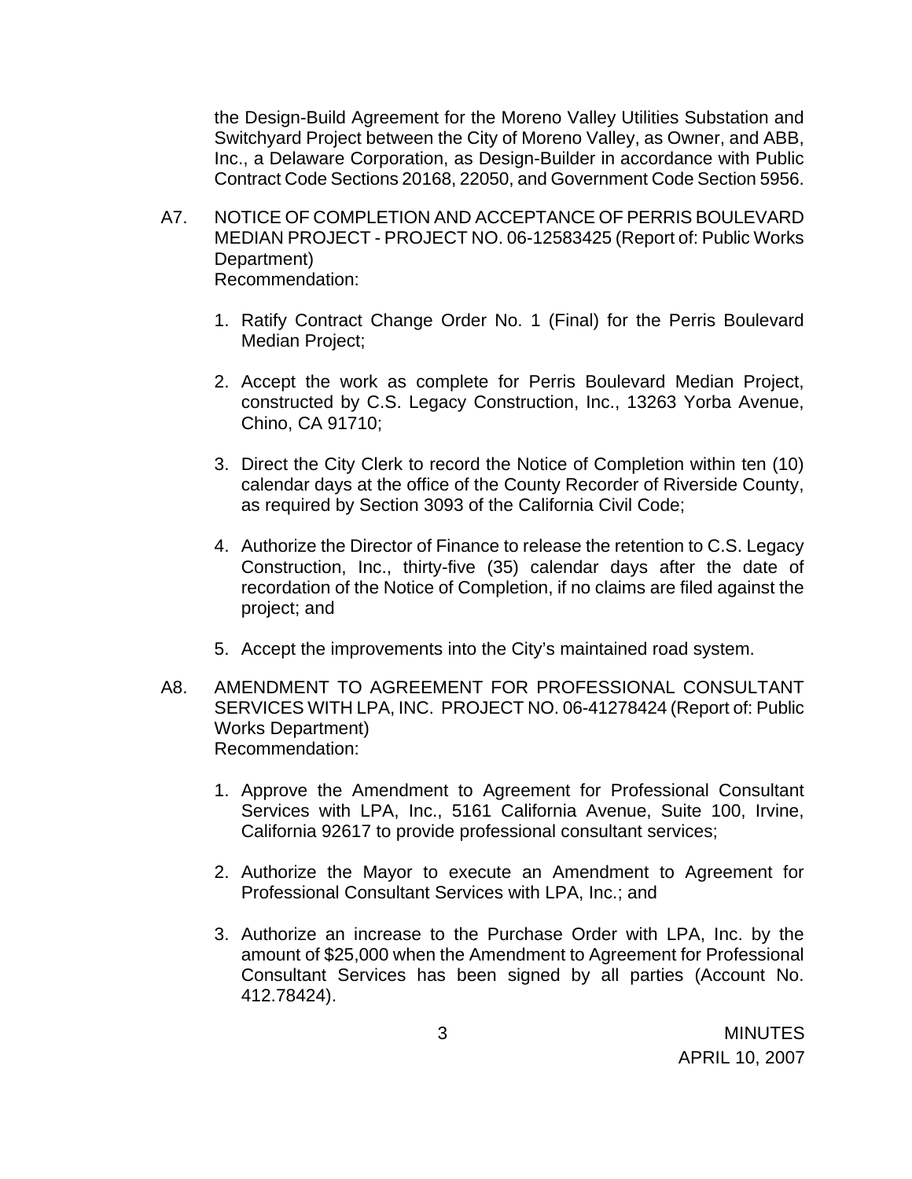the Design-Build Agreement for the Moreno Valley Utilities Substation and Switchyard Project between the City of Moreno Valley, as Owner, and ABB, Inc., a Delaware Corporation, as Design-Builder in accordance with Public Contract Code Sections 20168, 22050, and Government Code Section 5956.

A7. NOTICE OF COMPLETION AND ACCEPTANCE OF PERRIS BOULEVARD MEDIAN PROJECT - PROJECT NO. 06-12583425 (Report of: Public Works Department)
Recommendation:

1. Ratify Contract Change Order No. 1 (Final) for the Perris Boulevard Median Project;

2. Accept the work as complete for Perris Boulevard Median Project, constructed by C.S. Legacy Construction, Inc., 13263 Yorba Avenue, Chino, CA 91710;

3. Direct the City Clerk to record the Notice of Completion within ten (10) calendar days at the office of the County Recorder of Riverside County, as required by Section 3093 of the California Civil Code;

4. Authorize the Director of Finance to release the retention to C.S. Legacy Construction, Inc., thirty-five (35) calendar days after the date of recordation of the Notice of Completion, if no claims are filed against the project; and

5. Accept the improvements into the City's maintained road system.

A8. AMENDMENT TO AGREEMENT FOR PROFESSIONAL CONSULTANT SERVICES WITH LPA, INC. PROJECT NO. 06-41278424 (Report of: Public Works Department)
Recommendation:

1. Approve the Amendment to Agreement for Professional Consultant Services with LPA, Inc., 5161 California Avenue, Suite 100, Irvine, California 92617 to provide professional consultant services;

2. Authorize the Mayor to execute an Amendment to Agreement for Professional Consultant Services with LPA, Inc.; and

3. Authorize an increase to the Purchase Order with LPA, Inc. by the amount of $25,000 when the Amendment to Agreement for Professional Consultant Services has been signed by all parties (Account No. 412.78424).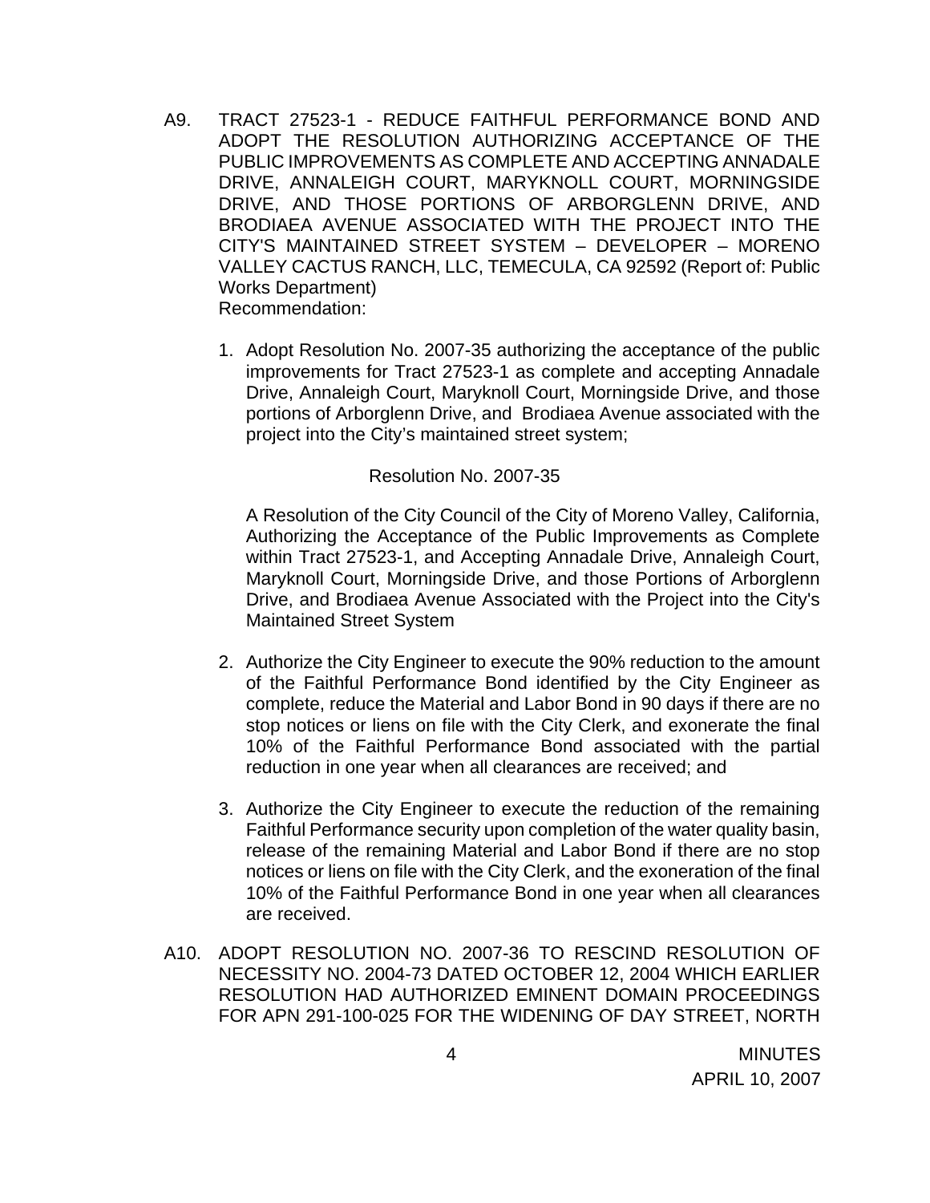A9. TRACT 27523-1 - REDUCE FAITHFUL PERFORMANCE BOND AND ADOPT THE RESOLUTION AUTHORIZING ACCEPTANCE OF THE PUBLIC IMPROVEMENTS AS COMPLETE AND ACCEPTING ANNADALE DRIVE, ANNALEIGH COURT, MARYKNOLL COURT, MORNINGSIDE DRIVE, AND THOSE PORTIONS OF ARBORGLENN DRIVE, AND BRODIAEA AVENUE ASSOCIATED WITH THE PROJECT INTO THE CITY'S MAINTAINED STREET SYSTEM – DEVELOPER – MORENO VALLEY CACTUS RANCH, LLC, TEMECULA, CA 92592 (Report of: Public Works Department)
Recommendation:

1. Adopt Resolution No. 2007-35 authorizing the acceptance of the public improvements for Tract 27523-1 as complete and accepting Annadale Drive, Annaleigh Court, Maryknoll Court, Morningside Drive, and those portions of Arborglenn Drive, and Brodiaea Avenue associated with the project into the City's maintained street system;

   Resolution No. 2007-35

   A Resolution of the City Council of the City of Moreno Valley, California, Authorizing the Acceptance of the Public Improvements as Complete within Tract 27523-1, and Accepting Annadale Drive, Annaleigh Court, Maryknoll Court, Morningside Drive, and those Portions of Arborglenn Drive, and Brodiaea Avenue Associated with the Project into the City's Maintained Street System

2. Authorize the City Engineer to execute the 90% reduction to the amount of the Faithful Performance Bond identified by the City Engineer as complete, reduce the Material and Labor Bond in 90 days if there are no stop notices or liens on file with the City Clerk, and exonerate the final 10% of the Faithful Performance Bond associated with the partial reduction in one year when all clearances are received; and

3. Authorize the City Engineer to execute the reduction of the remaining Faithful Performance security upon completion of the water quality basin, release of the remaining Material and Labor Bond if there are no stop notices or liens on file with the City Clerk, and the exoneration of the final 10% of the Faithful Performance Bond in one year when all clearances are received.

A10. ADOPT RESOLUTION NO. 2007-36 TO RESCIND RESOLUTION OF NECESSITY NO. 2004-73 DATED OCTOBER 12, 2004 WHICH EARLIER RESOLUTION HAD AUTHORIZED EMINENT DOMAIN PROCEEDINGS FOR APN 291-100-025 FOR THE WIDENING OF DAY STREET, NORTH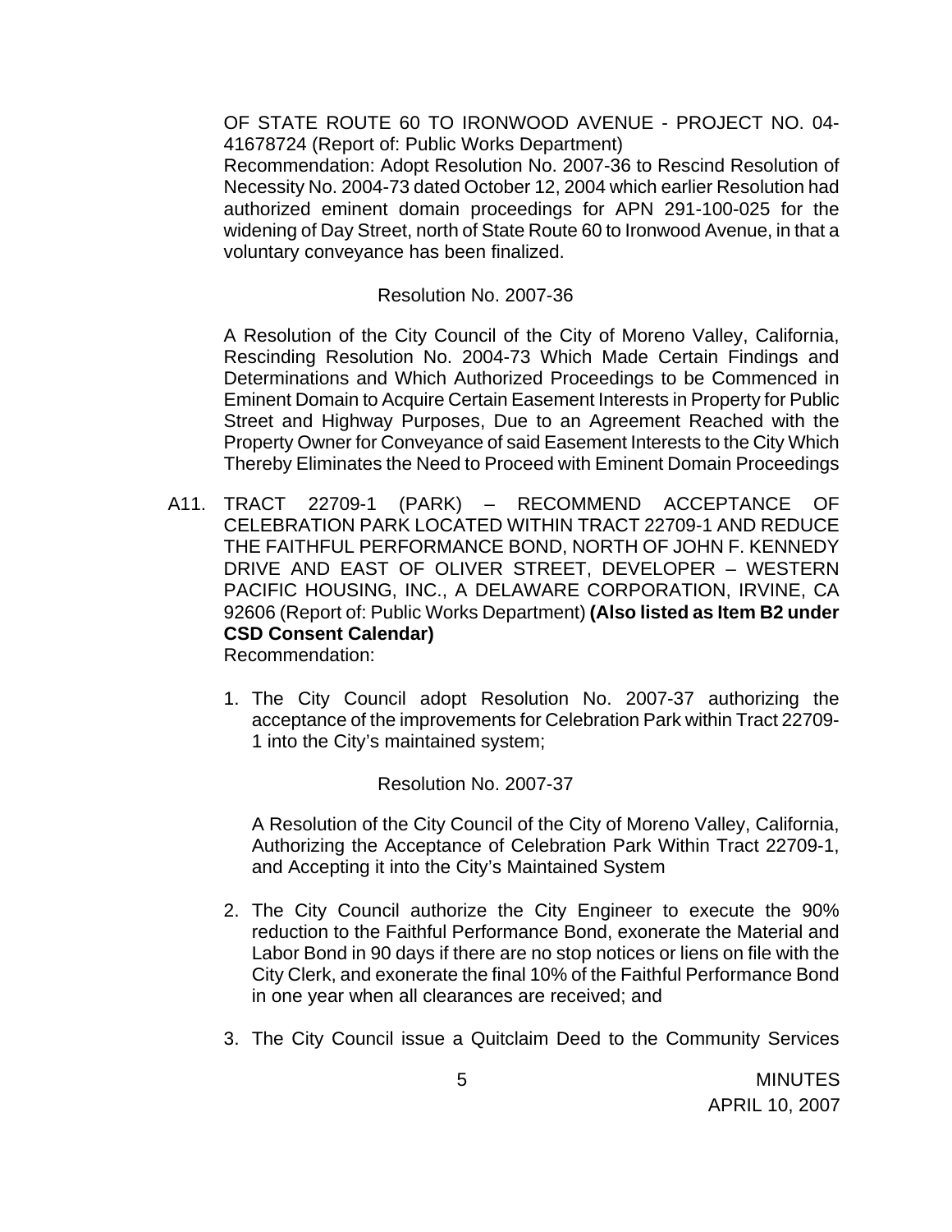OF STATE ROUTE 60 TO IRONWOOD AVENUE - PROJECT NO. 04-41678724 (Report of: Public Works Department)
Recommendation: Adopt Resolution No. 2007-36 to Rescind Resolution of Necessity No. 2004-73 dated October 12, 2004 which earlier Resolution had authorized eminent domain proceedings for APN 291-100-025 for the widening of Day Street, north of State Route 60 to Ironwood Avenue, in that a voluntary conveyance has been finalized.

Resolution No. 2007-36

A Resolution of the City Council of the City of Moreno Valley, California, Rescinding Resolution No. 2004-73 Which Made Certain Findings and Determinations and Which Authorized Proceedings to be Commenced in Eminent Domain to Acquire Certain Easement Interests in Property for Public Street and Highway Purposes, Due to an Agreement Reached with the Property Owner for Conveyance of said Easement Interests to the City Which Thereby Eliminates the Need to Proceed with Eminent Domain Proceedings

A11. TRACT 22709-1 (PARK) – RECOMMEND ACCEPTANCE OF CELEBRATION PARK LOCATED WITHIN TRACT 22709-1 AND REDUCE THE FAITHFUL PERFORMANCE BOND, NORTH OF JOHN F. KENNEDY DRIVE AND EAST OF OLIVER STREET, DEVELOPER – WESTERN PACIFIC HOUSING, INC., A DELAWARE CORPORATION, IRVINE, CA 92606 (Report of: Public Works Department) **(Also listed as Item B2 under CSD Consent Calendar)**
Recommendation:

1. The City Council adopt Resolution No. 2007-37 authorizing the acceptance of the improvements for Celebration Park within Tract 22709-1 into the City's maintained system;

   Resolution No. 2007-37

   A Resolution of the City Council of the City of Moreno Valley, California, Authorizing the Acceptance of Celebration Park Within Tract 22709-1, and Accepting it into the City's Maintained System

2. The City Council authorize the City Engineer to execute the 90% reduction to the Faithful Performance Bond, exonerate the Material and Labor Bond in 90 days if there are no stop notices or liens on file with the City Clerk, and exonerate the final 10% of the Faithful Performance Bond in one year when all clearances are received; and

3. The City Council issue a Quitclaim Deed to the Community Services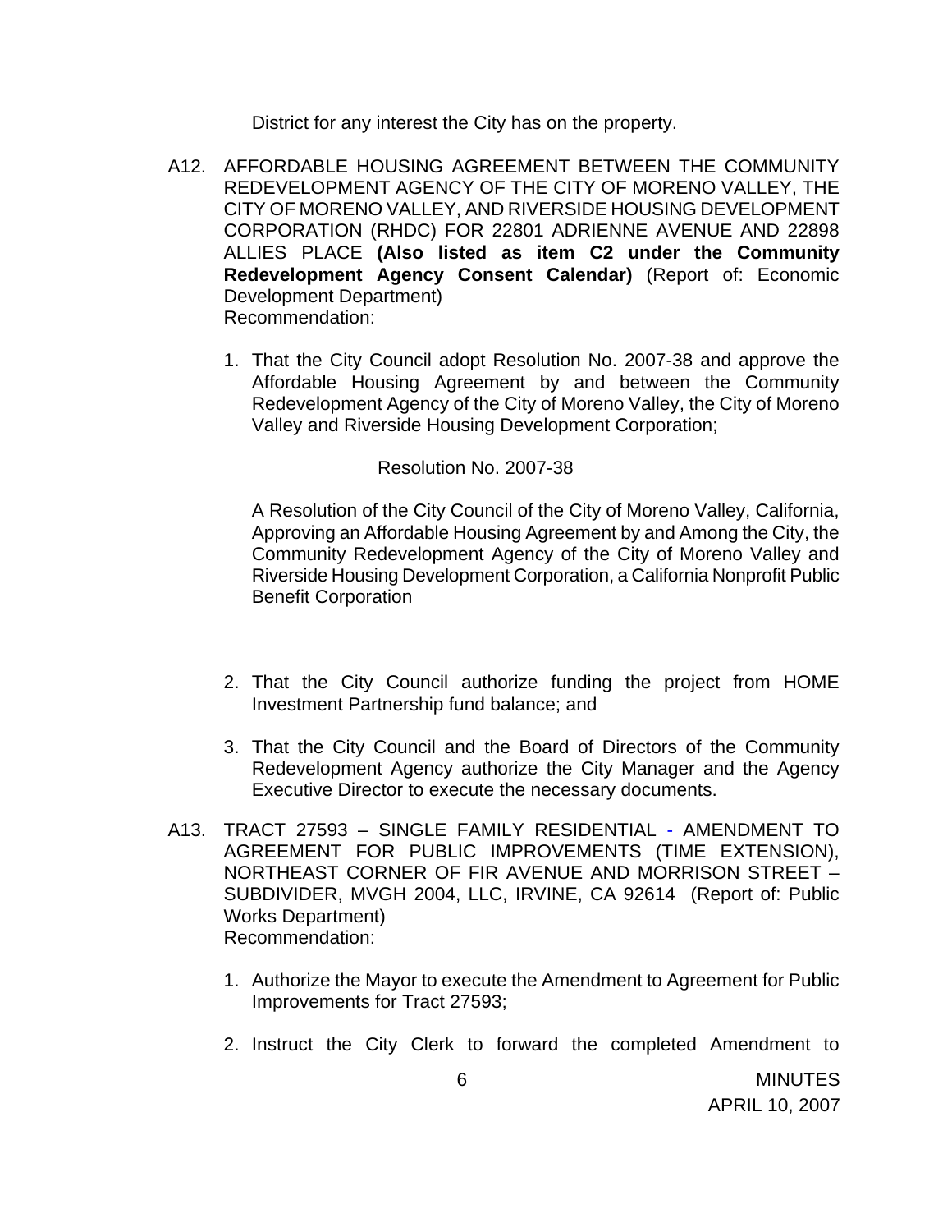District for any interest the City has on the property.

A12. AFFORDABLE HOUSING AGREEMENT BETWEEN THE COMMUNITY REDEVELOPMENT AGENCY OF THE CITY OF MORENO VALLEY, THE CITY OF MORENO VALLEY, AND RIVERSIDE HOUSING DEVELOPMENT CORPORATION (RHDC) FOR 22801 ADRIENNE AVENUE AND 22898 ALLIES PLACE **(Also listed as item C2 under the Community Redevelopment Agency Consent Calendar)** (Report of: Economic Development Department)
Recommendation:

1. That the City Council adopt Resolution No. 2007-38 and approve the Affordable Housing Agreement by and between the Community Redevelopment Agency of the City of Moreno Valley, the City of Moreno Valley and Riverside Housing Development Corporation;

   Resolution No. 2007-38

   A Resolution of the City Council of the City of Moreno Valley, California, Approving an Affordable Housing Agreement by and Among the City, the Community Redevelopment Agency of the City of Moreno Valley and Riverside Housing Development Corporation, a California Nonprofit Public Benefit Corporation

2. That the City Council authorize funding the project from HOME Investment Partnership fund balance; and

3. That the City Council and the Board of Directors of the Community Redevelopment Agency authorize the City Manager and the Agency Executive Director to execute the necessary documents.

A13. TRACT 27593 – SINGLE FAMILY RESIDENTIAL - AMENDMENT TO AGREEMENT FOR PUBLIC IMPROVEMENTS (TIME EXTENSION), NORTHEAST CORNER OF FIR AVENUE AND MORRISON STREET – SUBDIVIDER, MVGH 2004, LLC, IRVINE, CA 92614 (Report of: Public Works Department)
Recommendation:

1. Authorize the Mayor to execute the Amendment to Agreement for Public Improvements for Tract 27593;

2. Instruct the City Clerk to forward the completed Amendment to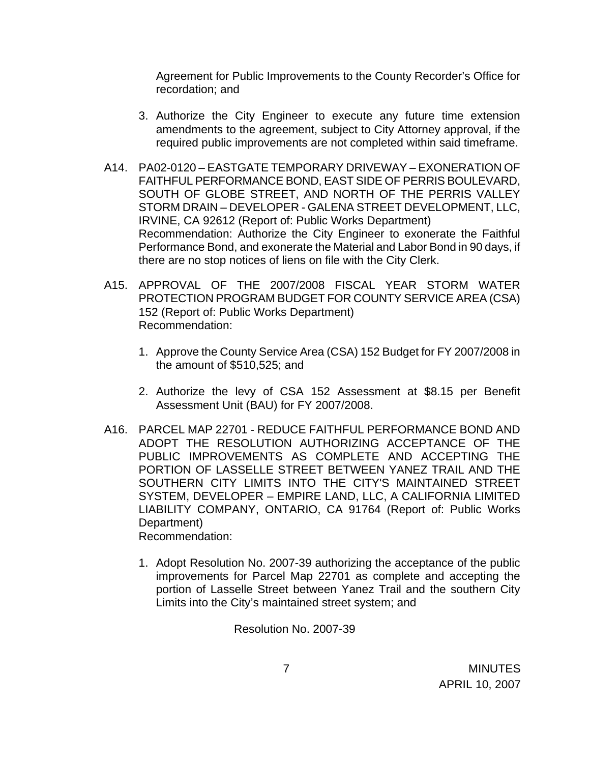Agreement for Public Improvements to the County Recorder's Office for recordation; and

3. Authorize the City Engineer to execute any future time extension amendments to the agreement, subject to City Attorney approval, if the required public improvements are not completed within said timeframe.

A14. PA02-0120 – EASTGATE TEMPORARY DRIVEWAY – EXONERATION OF FAITHFUL PERFORMANCE BOND, EAST SIDE OF PERRIS BOULEVARD, SOUTH OF GLOBE STREET, AND NORTH OF THE PERRIS VALLEY STORM DRAIN – DEVELOPER - GALENA STREET DEVELOPMENT, LLC, IRVINE, CA 92612 (Report of: Public Works Department)
Recommendation: Authorize the City Engineer to exonerate the Faithful Performance Bond, and exonerate the Material and Labor Bond in 90 days, if there are no stop notices of liens on file with the City Clerk.

A15. APPROVAL OF THE 2007/2008 FISCAL YEAR STORM WATER PROTECTION PROGRAM BUDGET FOR COUNTY SERVICE AREA (CSA) 152 (Report of: Public Works Department)
Recommendation:

1. Approve the County Service Area (CSA) 152 Budget for FY 2007/2008 in the amount of $510,525; and

2. Authorize the levy of CSA 152 Assessment at $8.15 per Benefit Assessment Unit (BAU) for FY 2007/2008.

A16. PARCEL MAP 22701 - REDUCE FAITHFUL PERFORMANCE BOND AND ADOPT THE RESOLUTION AUTHORIZING ACCEPTANCE OF THE PUBLIC IMPROVEMENTS AS COMPLETE AND ACCEPTING THE PORTION OF LASSELLE STREET BETWEEN YANEZ TRAIL AND THE SOUTHERN CITY LIMITS INTO THE CITY'S MAINTAINED STREET SYSTEM, DEVELOPER – EMPIRE LAND, LLC, A CALIFORNIA LIMITED LIABILITY COMPANY, ONTARIO, CA 91764 (Report of: Public Works Department)
Recommendation:

1. Adopt Resolution No. 2007-39 authorizing the acceptance of the public improvements for Parcel Map 22701 as complete and accepting the portion of Lasselle Street between Yanez Trail and the southern City Limits into the City's maintained street system; and

Resolution No. 2007-39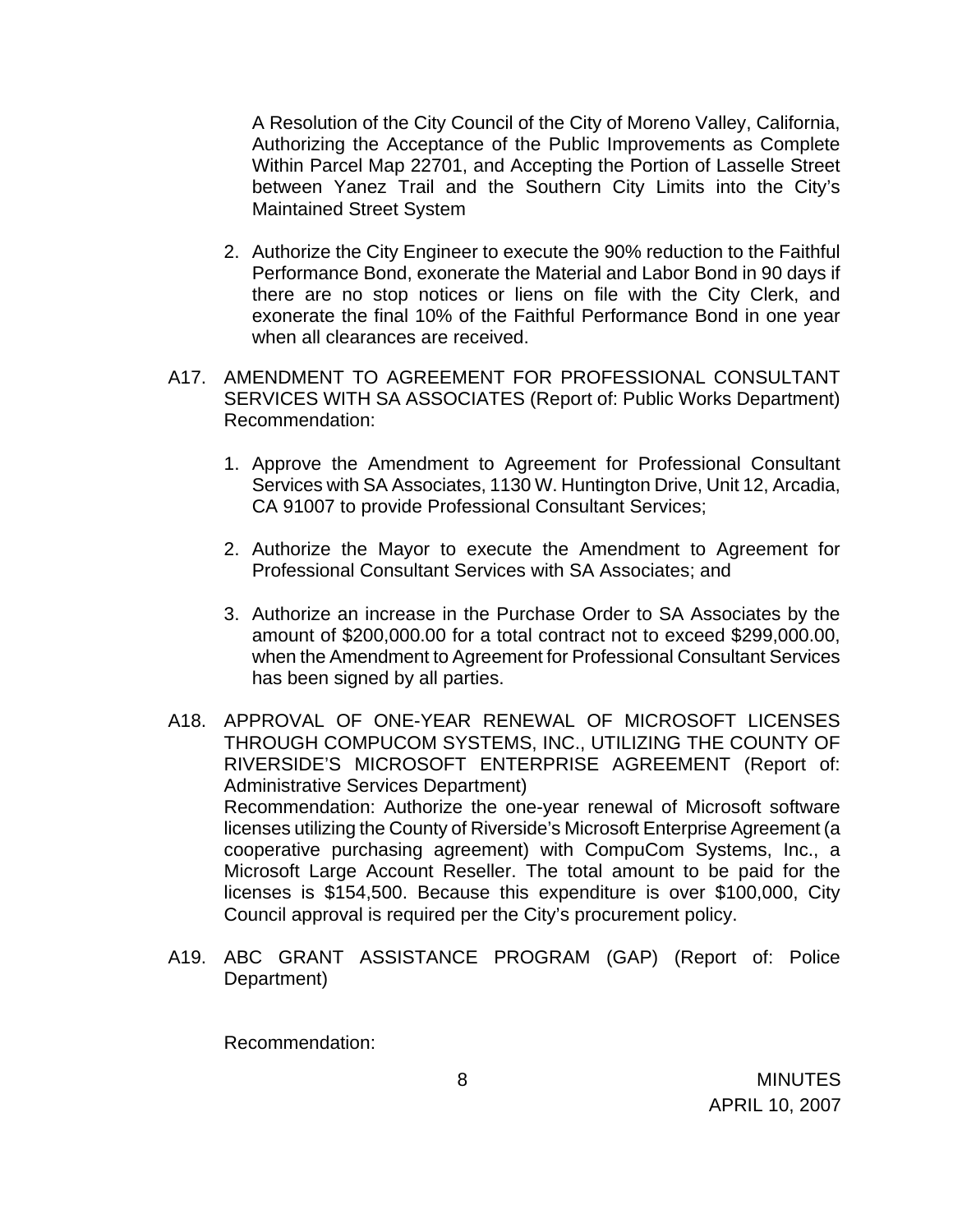A Resolution of the City Council of the City of Moreno Valley, California, Authorizing the Acceptance of the Public Improvements as Complete Within Parcel Map 22701, and Accepting the Portion of Lasselle Street between Yanez Trail and the Southern City Limits into the City's Maintained Street System

2. Authorize the City Engineer to execute the 90% reduction to the Faithful Performance Bond, exonerate the Material and Labor Bond in 90 days if there are no stop notices or liens on file with the City Clerk, and exonerate the final 10% of the Faithful Performance Bond in one year when all clearances are received.

A17. AMENDMENT TO AGREEMENT FOR PROFESSIONAL CONSULTANT SERVICES WITH SA ASSOCIATES (Report of: Public Works Department)
Recommendation:

1. Approve the Amendment to Agreement for Professional Consultant Services with SA Associates, 1130 W. Huntington Drive, Unit 12, Arcadia, CA 91007 to provide Professional Consultant Services;

2. Authorize the Mayor to execute the Amendment to Agreement for Professional Consultant Services with SA Associates; and

3. Authorize an increase in the Purchase Order to SA Associates by the amount of $200,000.00 for a total contract not to exceed $299,000.00, when the Amendment to Agreement for Professional Consultant Services has been signed by all parties.

A18. APPROVAL OF ONE-YEAR RENEWAL OF MICROSOFT LICENSES THROUGH COMPUCOM SYSTEMS, INC., UTILIZING THE COUNTY OF RIVERSIDE'S MICROSOFT ENTERPRISE AGREEMENT (Report of: Administrative Services Department)
Recommendation: Authorize the one-year renewal of Microsoft software licenses utilizing the County of Riverside's Microsoft Enterprise Agreement (a cooperative purchasing agreement) with CompuCom Systems, Inc., a Microsoft Large Account Reseller. The total amount to be paid for the licenses is $154,500. Because this expenditure is over $100,000, City Council approval is required per the City's procurement policy.

A19. ABC GRANT ASSISTANCE PROGRAM (GAP) (Report of: Police Department)

Recommendation: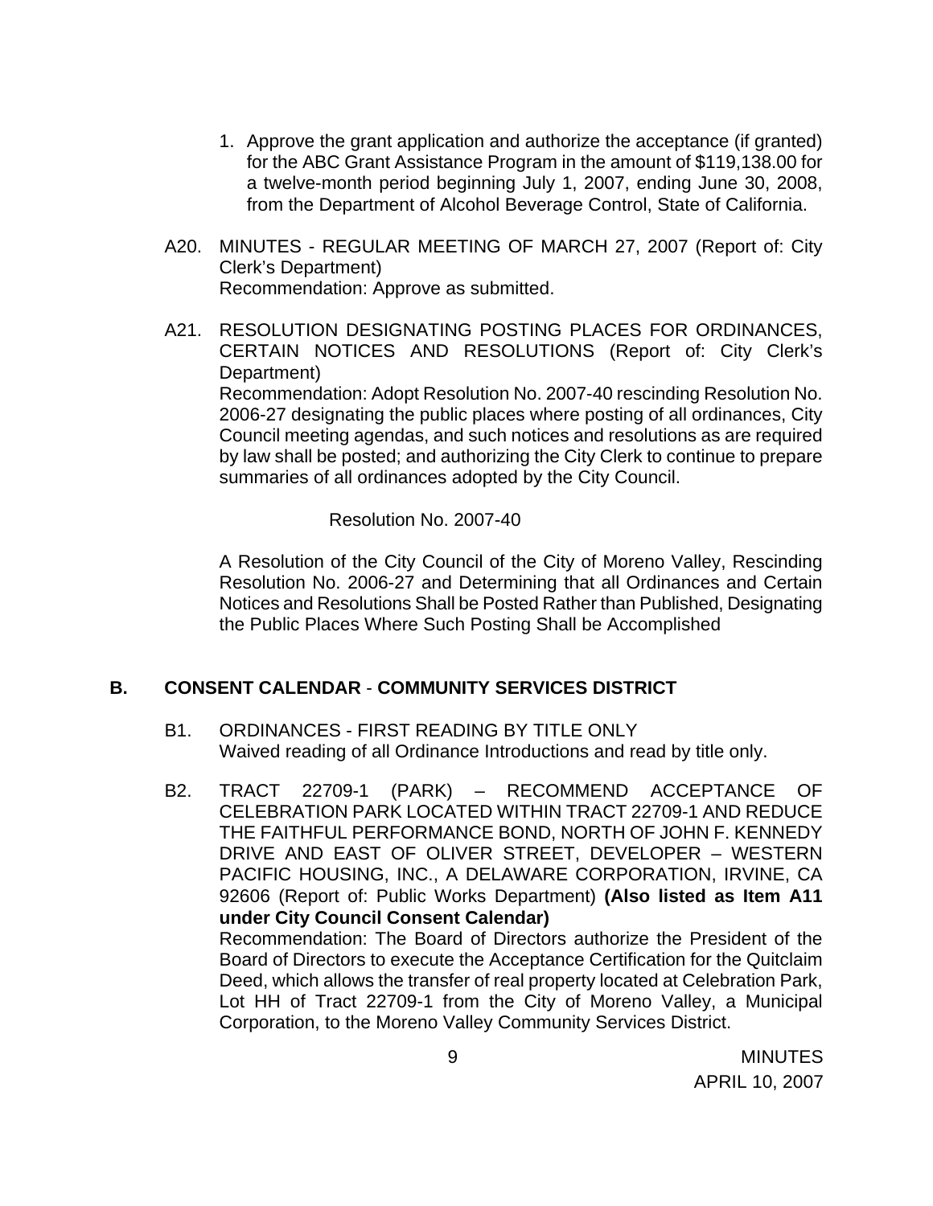1. Approve the grant application and authorize the acceptance (if granted) for the ABC Grant Assistance Program in the amount of $119,138.00 for a twelve-month period beginning July 1, 2007, ending June 30, 2008, from the Department of Alcohol Beverage Control, State of California.

A20. MINUTES - REGULAR MEETING OF MARCH 27, 2007 (Report of: City Clerk's Department)
Recommendation: Approve as submitted.

A21. RESOLUTION DESIGNATING POSTING PLACES FOR ORDINANCES, CERTAIN NOTICES AND RESOLUTIONS (Report of: City Clerk's Department)
Recommendation: Adopt Resolution No. 2007-40 rescinding Resolution No. 2006-27 designating the public places where posting of all ordinances, City Council meeting agendas, and such notices and resolutions as are required by law shall be posted; and authorizing the City Clerk to continue to prepare summaries of all ordinances adopted by the City Council.

Resolution No. 2007-40

A Resolution of the City Council of the City of Moreno Valley, Rescinding Resolution No. 2006-27 and Determining that all Ordinances and Certain Notices and Resolutions Shall be Posted Rather than Published, Designating the Public Places Where Such Posting Shall be Accomplished

## B. CONSENT CALENDAR - COMMUNITY SERVICES DISTRICT

B1. ORDINANCES - FIRST READING BY TITLE ONLY
Waived reading of all Ordinance Introductions and read by title only.

B2. TRACT 22709-1 (PARK) – RECOMMEND ACCEPTANCE OF CELEBRATION PARK LOCATED WITHIN TRACT 22709-1 AND REDUCE THE FAITHFUL PERFORMANCE BOND, NORTH OF JOHN F. KENNEDY DRIVE AND EAST OF OLIVER STREET, DEVELOPER – WESTERN PACIFIC HOUSING, INC., A DELAWARE CORPORATION, IRVINE, CA 92606 (Report of: Public Works Department) **(Also listed as Item A11 under City Council Consent Calendar)**
Recommendation: The Board of Directors authorize the President of the Board of Directors to execute the Acceptance Certification for the Quitclaim Deed, which allows the transfer of real property located at Celebration Park, Lot HH of Tract 22709-1 from the City of Moreno Valley, a Municipal Corporation, to the Moreno Valley Community Services District.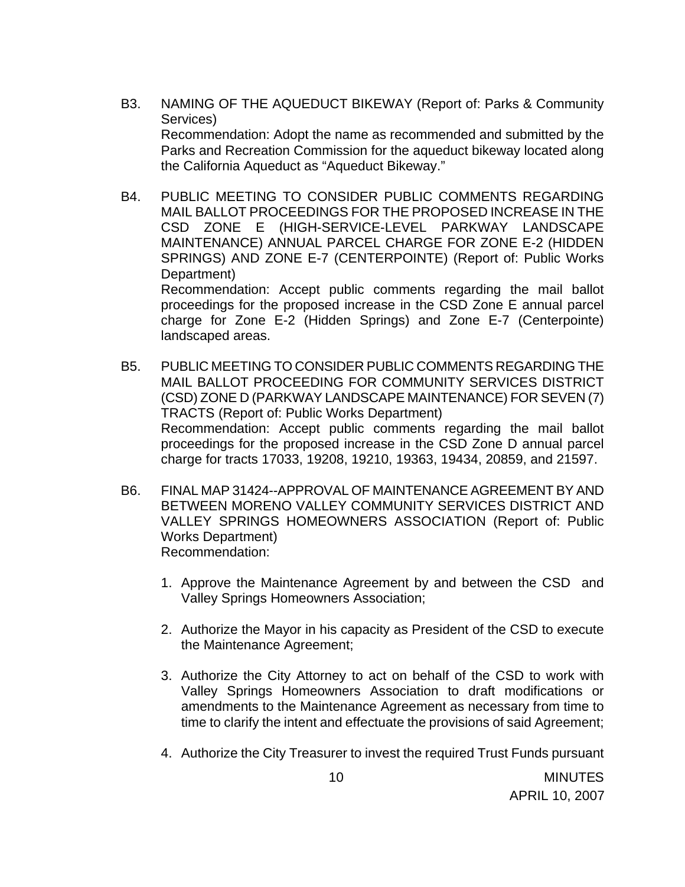B3. NAMING OF THE AQUEDUCT BIKEWAY (Report of: Parks & Community Services)
Recommendation: Adopt the name as recommended and submitted by the Parks and Recreation Commission for the aqueduct bikeway located along the California Aqueduct as "Aqueduct Bikeway."

B4. PUBLIC MEETING TO CONSIDER PUBLIC COMMENTS REGARDING MAIL BALLOT PROCEEDINGS FOR THE PROPOSED INCREASE IN THE CSD ZONE E (HIGH-SERVICE-LEVEL PARKWAY LANDSCAPE MAINTENANCE) ANNUAL PARCEL CHARGE FOR ZONE E-2 (HIDDEN SPRINGS) AND ZONE E-7 (CENTERPOINTE) (Report of: Public Works Department)
Recommendation: Accept public comments regarding the mail ballot proceedings for the proposed increase in the CSD Zone E annual parcel charge for Zone E-2 (Hidden Springs) and Zone E-7 (Centerpointe) landscaped areas.

B5. PUBLIC MEETING TO CONSIDER PUBLIC COMMENTS REGARDING THE MAIL BALLOT PROCEEDING FOR COMMUNITY SERVICES DISTRICT (CSD) ZONE D (PARKWAY LANDSCAPE MAINTENANCE) FOR SEVEN (7) TRACTS (Report of: Public Works Department)
Recommendation: Accept public comments regarding the mail ballot proceedings for the proposed increase in the CSD Zone D annual parcel charge for tracts 17033, 19208, 19210, 19363, 19434, 20859, and 21597.

B6. FINAL MAP 31424--APPROVAL OF MAINTENANCE AGREEMENT BY AND BETWEEN MORENO VALLEY COMMUNITY SERVICES DISTRICT AND VALLEY SPRINGS HOMEOWNERS ASSOCIATION (Report of: Public Works Department)
Recommendation:

1. Approve the Maintenance Agreement by and between the CSD and Valley Springs Homeowners Association;

2. Authorize the Mayor in his capacity as President of the CSD to execute the Maintenance Agreement;

3. Authorize the City Attorney to act on behalf of the CSD to work with Valley Springs Homeowners Association to draft modifications or amendments to the Maintenance Agreement as necessary from time to time to clarify the intent and effectuate the provisions of said Agreement;

4. Authorize the City Treasurer to invest the required Trust Funds pursuant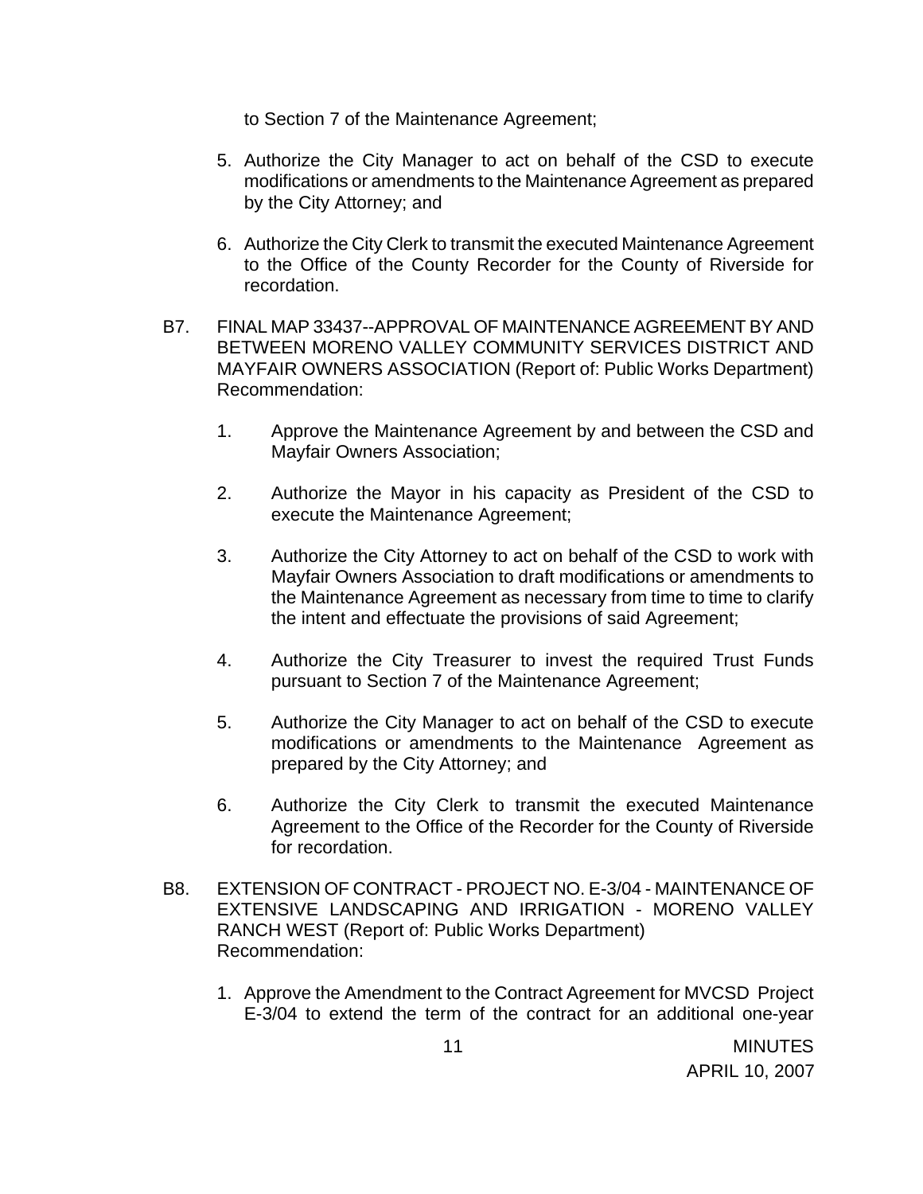to Section 7 of the Maintenance Agreement;

5. Authorize the City Manager to act on behalf of the CSD to execute modifications or amendments to the Maintenance Agreement as prepared by the City Attorney; and

6. Authorize the City Clerk to transmit the executed Maintenance Agreement to the Office of the County Recorder for the County of Riverside for recordation.

B7. FINAL MAP 33437--APPROVAL OF MAINTENANCE AGREEMENT BY AND BETWEEN MORENO VALLEY COMMUNITY SERVICES DISTRICT AND MAYFAIR OWNERS ASSOCIATION (Report of: Public Works Department) Recommendation:

1. Approve the Maintenance Agreement by and between the CSD and Mayfair Owners Association;

2. Authorize the Mayor in his capacity as President of the CSD to execute the Maintenance Agreement;

3. Authorize the City Attorney to act on behalf of the CSD to work with Mayfair Owners Association to draft modifications or amendments to the Maintenance Agreement as necessary from time to time to clarify the intent and effectuate the provisions of said Agreement;

4. Authorize the City Treasurer to invest the required Trust Funds pursuant to Section 7 of the Maintenance Agreement;

5. Authorize the City Manager to act on behalf of the CSD to execute modifications or amendments to the Maintenance Agreement as prepared by the City Attorney; and

6. Authorize the City Clerk to transmit the executed Maintenance Agreement to the Office of the Recorder for the County of Riverside for recordation.

B8. EXTENSION OF CONTRACT - PROJECT NO. E-3/04 - MAINTENANCE OF EXTENSIVE LANDSCAPING AND IRRIGATION - MORENO VALLEY RANCH WEST (Report of: Public Works Department) Recommendation:

1. Approve the Amendment to the Contract Agreement for MVCSD Project E-3/04 to extend the term of the contract for an additional one-year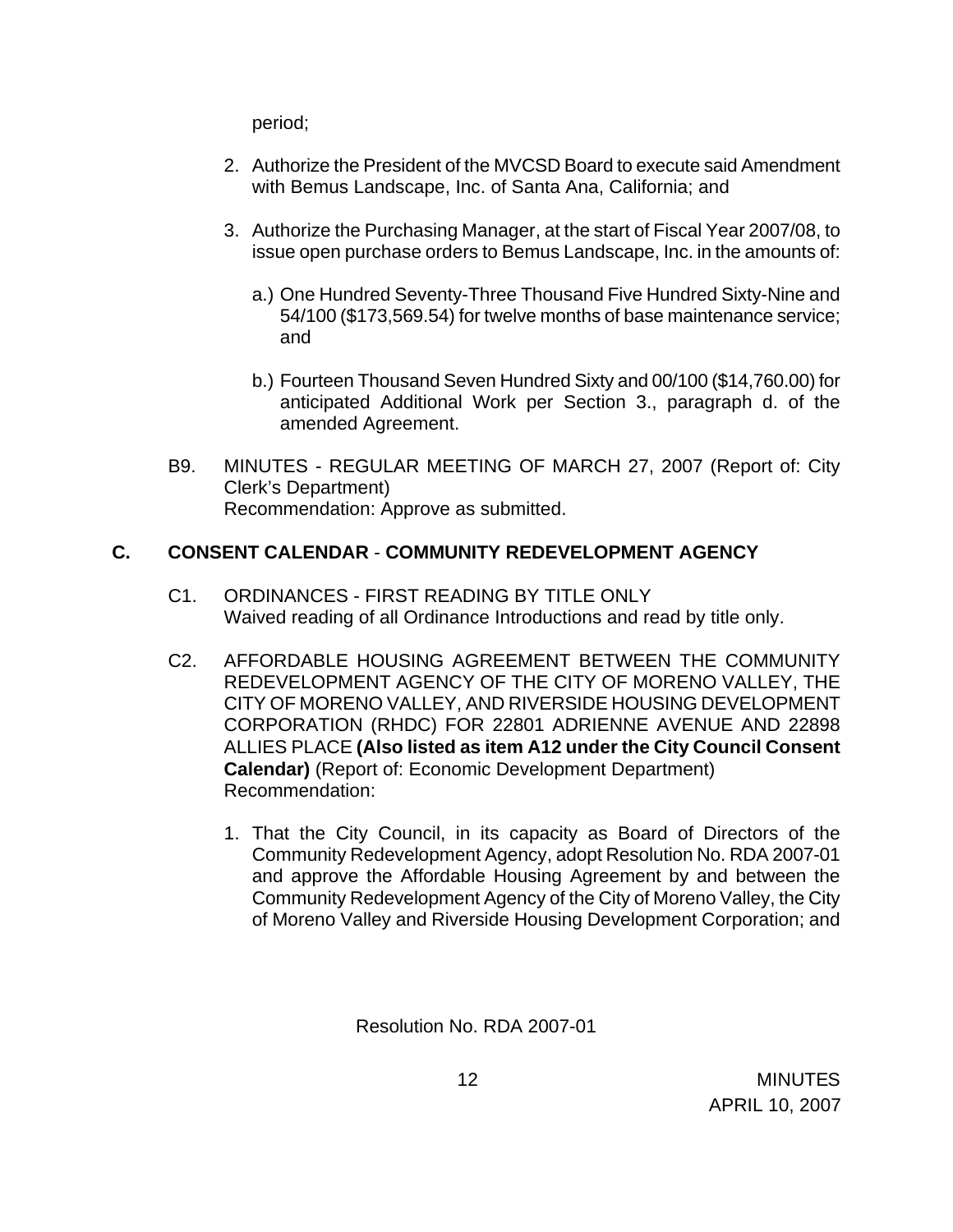period;

2. Authorize the President of the MVCSD Board to execute said Amendment with Bemus Landscape, Inc. of Santa Ana, California; and

3. Authorize the Purchasing Manager, at the start of Fiscal Year 2007/08, to issue open purchase orders to Bemus Landscape, Inc. in the amounts of:

   a.) One Hundred Seventy-Three Thousand Five Hundred Sixty-Nine and 54/100 ($173,569.54) for twelve months of base maintenance service; and

   b.) Fourteen Thousand Seven Hundred Sixty and 00/100 ($14,760.00) for anticipated Additional Work per Section 3., paragraph d. of the amended Agreement.

B9. MINUTES - REGULAR MEETING OF MARCH 27, 2007 (Report of: City Clerk's Department)
Recommendation: Approve as submitted.

## C. CONSENT CALENDAR - COMMUNITY REDEVELOPMENT AGENCY

C1. ORDINANCES - FIRST READING BY TITLE ONLY
Waived reading of all Ordinance Introductions and read by title only.

C2. AFFORDABLE HOUSING AGREEMENT BETWEEN THE COMMUNITY REDEVELOPMENT AGENCY OF THE CITY OF MORENO VALLEY, THE CITY OF MORENO VALLEY, AND RIVERSIDE HOUSING DEVELOPMENT CORPORATION (RHDC) FOR 22801 ADRIENNE AVENUE AND 22898 ALLIES PLACE **(Also listed as item A12 under the City Council Consent Calendar)** (Report of: Economic Development Department)
Recommendation:

1. That the City Council, in its capacity as Board of Directors of the Community Redevelopment Agency, adopt Resolution No. RDA 2007-01 and approve the Affordable Housing Agreement by and between the Community Redevelopment Agency of the City of Moreno Valley, the City of Moreno Valley and Riverside Housing Development Corporation; and

Resolution No. RDA 2007-01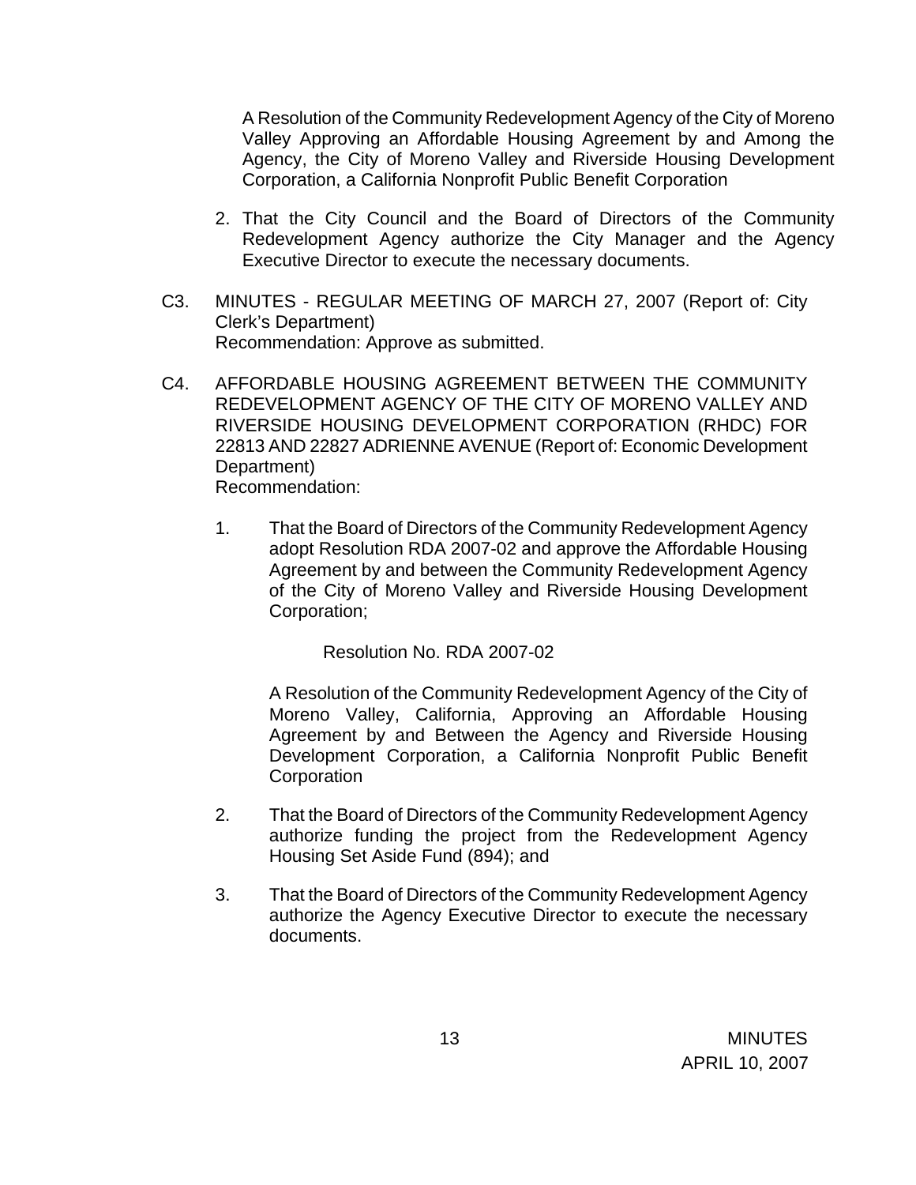A Resolution of the Community Redevelopment Agency of the City of Moreno Valley Approving an Affordable Housing Agreement by and Among the Agency, the City of Moreno Valley and Riverside Housing Development Corporation, a California Nonprofit Public Benefit Corporation

2. That the City Council and the Board of Directors of the Community Redevelopment Agency authorize the City Manager and the Agency Executive Director to execute the necessary documents.

C3. MINUTES - REGULAR MEETING OF MARCH 27, 2007 (Report of: City Clerk's Department)
Recommendation: Approve as submitted.

C4. AFFORDABLE HOUSING AGREEMENT BETWEEN THE COMMUNITY REDEVELOPMENT AGENCY OF THE CITY OF MORENO VALLEY AND RIVERSIDE HOUSING DEVELOPMENT CORPORATION (RHDC) FOR 22813 AND 22827 ADRIENNE AVENUE (Report of: Economic Development Department)
Recommendation:

1. That the Board of Directors of the Community Redevelopment Agency adopt Resolution RDA 2007-02 and approve the Affordable Housing Agreement by and between the Community Redevelopment Agency of the City of Moreno Valley and Riverside Housing Development Corporation;

   Resolution No. RDA 2007-02

   A Resolution of the Community Redevelopment Agency of the City of Moreno Valley, California, Approving an Affordable Housing Agreement by and Between the Agency and Riverside Housing Development Corporation, a California Nonprofit Public Benefit Corporation

2. That the Board of Directors of the Community Redevelopment Agency authorize funding the project from the Redevelopment Agency Housing Set Aside Fund (894); and

3. That the Board of Directors of the Community Redevelopment Agency authorize the Agency Executive Director to execute the necessary documents.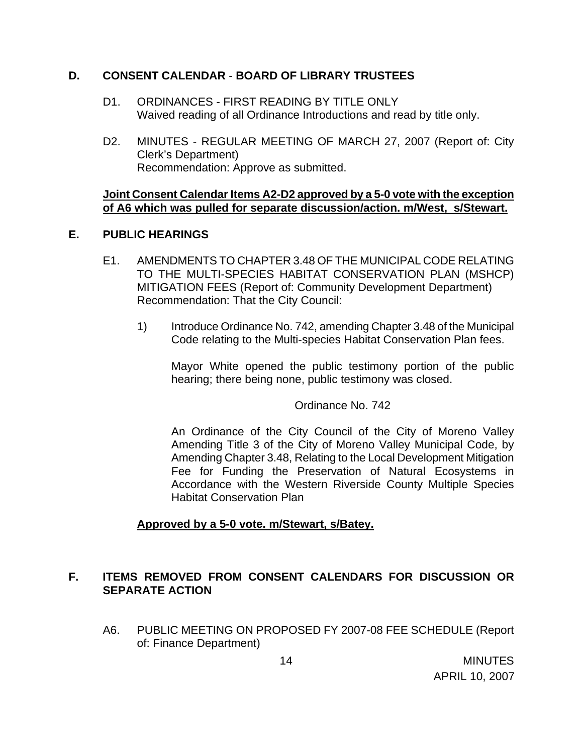## D. CONSENT CALENDAR - BOARD OF LIBRARY TRUSTEES

D1. ORDINANCES - FIRST READING BY TITLE ONLY
Waived reading of all Ordinance Introductions and read by title only.

D2. MINUTES - REGULAR MEETING OF MARCH 27, 2007 (Report of: City Clerk's Department)
Recommendation: Approve as submitted.

**Joint Consent Calendar Items A2-D2 approved by a 5-0 vote with the exception of A6 which was pulled for separate discussion/action. m/West, s/Stewart.**

## E. PUBLIC HEARINGS

E1. AMENDMENTS TO CHAPTER 3.48 OF THE MUNICIPAL CODE RELATING TO THE MULTI-SPECIES HABITAT CONSERVATION PLAN (MSHCP) MITIGATION FEES (Report of: Community Development Department)
Recommendation: That the City Council:

1) Introduce Ordinance No. 742, amending Chapter 3.48 of the Municipal Code relating to the Multi-species Habitat Conservation Plan fees.

Mayor White opened the public testimony portion of the public hearing; there being none, public testimony was closed.

Ordinance No. 742

An Ordinance of the City Council of the City of Moreno Valley Amending Title 3 of the City of Moreno Valley Municipal Code, by Amending Chapter 3.48, Relating to the Local Development Mitigation Fee for Funding the Preservation of Natural Ecosystems in Accordance with the Western Riverside County Multiple Species Habitat Conservation Plan

**Approved by a 5-0 vote. m/Stewart, s/Batey.**

## F. ITEMS REMOVED FROM CONSENT CALENDARS FOR DISCUSSION OR SEPARATE ACTION

A6. PUBLIC MEETING ON PROPOSED FY 2007-08 FEE SCHEDULE (Report of: Finance Department)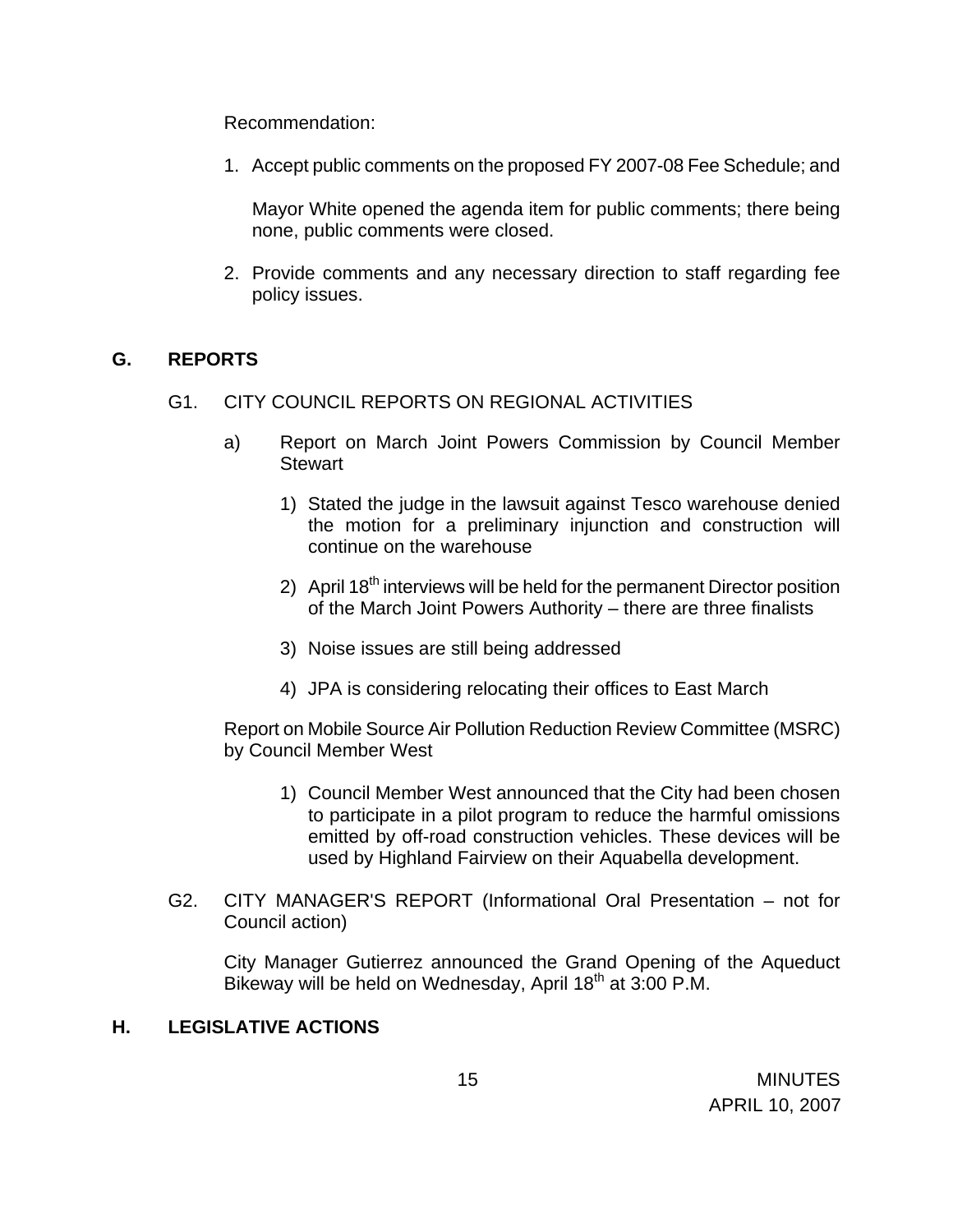Recommendation:

1. Accept public comments on the proposed FY 2007-08 Fee Schedule; and

   Mayor White opened the agenda item for public comments; there being none, public comments were closed.

2. Provide comments and any necessary direction to staff regarding fee policy issues.

## G. REPORTS

### G1. CITY COUNCIL REPORTS ON REGIONAL ACTIVITIES

a) Report on March Joint Powers Commission by Council Member Stewart

   1) Stated the judge in the lawsuit against Tesco warehouse denied the motion for a preliminary injunction and construction will continue on the warehouse

   2) April 18th interviews will be held for the permanent Director position of the March Joint Powers Authority – there are three finalists

   3) Noise issues are still being addressed

   4) JPA is considering relocating their offices to East March

Report on Mobile Source Air Pollution Reduction Review Committee (MSRC) by Council Member West

   1) Council Member West announced that the City had been chosen to participate in a pilot program to reduce the harmful omissions emitted by off-road construction vehicles. These devices will be used by Highland Fairview on their Aquabella development.

### G2. CITY MANAGER'S REPORT (Informational Oral Presentation – not for Council action)

City Manager Gutierrez announced the Grand Opening of the Aqueduct Bikeway will be held on Wednesday, April 18th at 3:00 P.M.

## H. LEGISLATIVE ACTIONS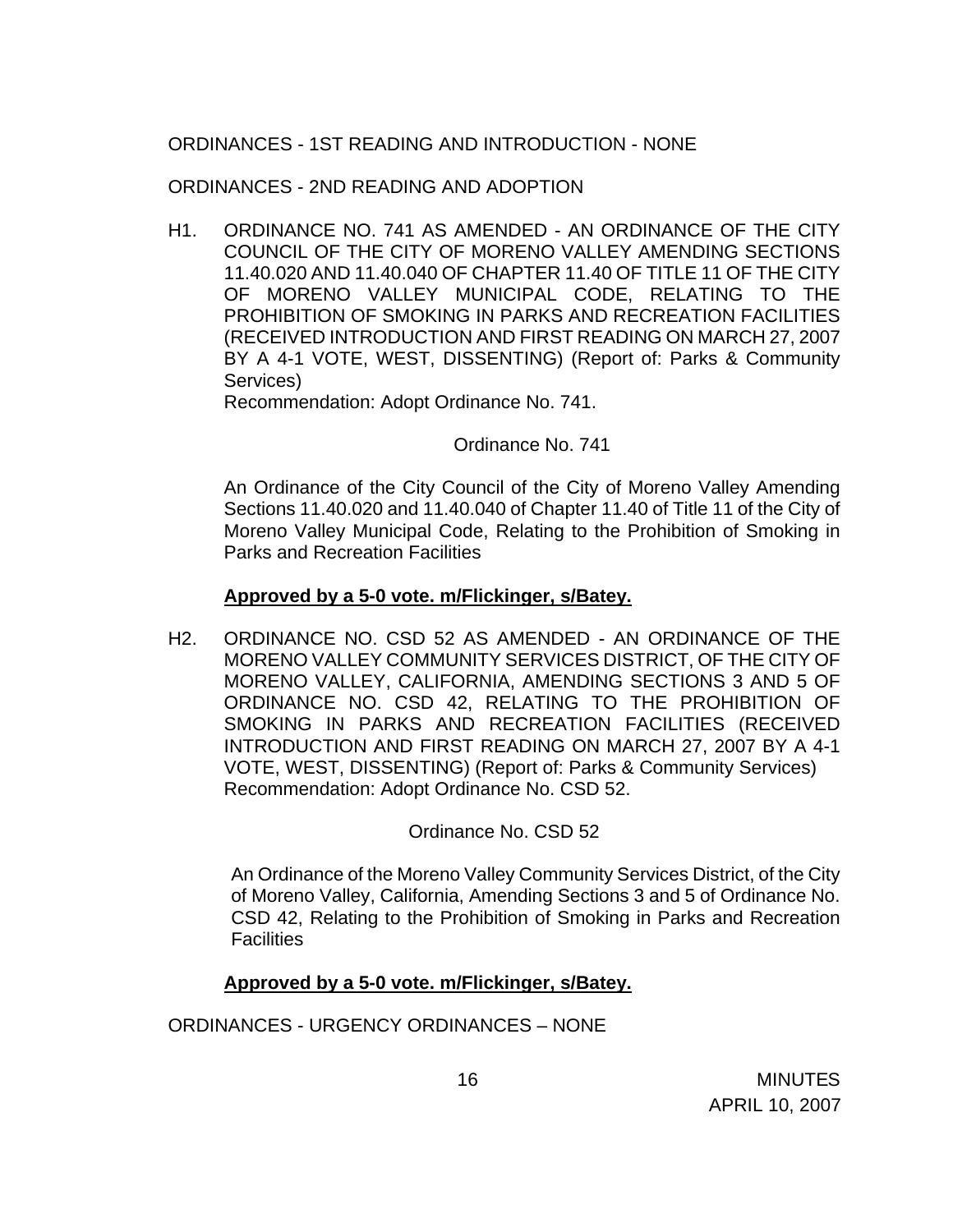ORDINANCES - 1ST READING AND INTRODUCTION - NONE

ORDINANCES - 2ND READING AND ADOPTION

H1. ORDINANCE NO. 741 AS AMENDED - AN ORDINANCE OF THE CITY COUNCIL OF THE CITY OF MORENO VALLEY AMENDING SECTIONS 11.40.020 AND 11.40.040 OF CHAPTER 11.40 OF TITLE 11 OF THE CITY OF MORENO VALLEY MUNICIPAL CODE, RELATING TO THE PROHIBITION OF SMOKING IN PARKS AND RECREATION FACILITIES (RECEIVED INTRODUCTION AND FIRST READING ON MARCH 27, 2007 BY A 4-1 VOTE, WEST, DISSENTING) (Report of: Parks & Community Services)
Recommendation: Adopt Ordinance No. 741.

Ordinance No. 741

An Ordinance of the City Council of the City of Moreno Valley Amending Sections 11.40.020 and 11.40.040 of Chapter 11.40 of Title 11 of the City of Moreno Valley Municipal Code, Relating to the Prohibition of Smoking in Parks and Recreation Facilities

**Approved by a 5-0 vote. m/Flickinger, s/Batey.**

H2. ORDINANCE NO. CSD 52 AS AMENDED - AN ORDINANCE OF THE MORENO VALLEY COMMUNITY SERVICES DISTRICT, OF THE CITY OF MORENO VALLEY, CALIFORNIA, AMENDING SECTIONS 3 AND 5 OF ORDINANCE NO. CSD 42, RELATING TO THE PROHIBITION OF SMOKING IN PARKS AND RECREATION FACILITIES (RECEIVED INTRODUCTION AND FIRST READING ON MARCH 27, 2007 BY A 4-1 VOTE, WEST, DISSENTING) (Report of: Parks & Community Services)
Recommendation: Adopt Ordinance No. CSD 52.

Ordinance No. CSD 52

An Ordinance of the Moreno Valley Community Services District, of the City of Moreno Valley, California, Amending Sections 3 and 5 of Ordinance No. CSD 42, Relating to the Prohibition of Smoking in Parks and Recreation Facilities

**Approved by a 5-0 vote. m/Flickinger, s/Batey.**

ORDINANCES - URGENCY ORDINANCES – NONE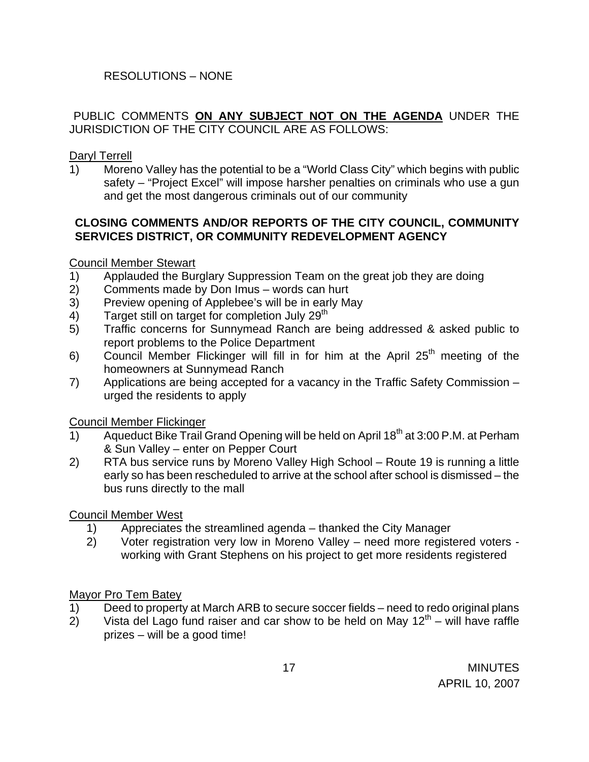RESOLUTIONS – NONE

PUBLIC COMMENTS **ON ANY SUBJECT NOT ON THE AGENDA** UNDER THE JURISDICTION OF THE CITY COUNCIL ARE AS FOLLOWS:

Daryl Terrell

1) Moreno Valley has the potential to be a "World Class City" which begins with public safety – "Project Excel" will impose harsher penalties on criminals who use a gun and get the most dangerous criminals out of our community

**CLOSING COMMENTS AND/OR REPORTS OF THE CITY COUNCIL, COMMUNITY SERVICES DISTRICT, OR COMMUNITY REDEVELOPMENT AGENCY**

Council Member Stewart

1) Applauded the Burglary Suppression Team on the great job they are doing
2) Comments made by Don Imus – words can hurt
3) Preview opening of Applebee's will be in early May
4) Target still on target for completion July 29th
5) Traffic concerns for Sunnymead Ranch are being addressed & asked public to report problems to the Police Department
6) Council Member Flickinger will fill in for him at the April 25th meeting of the homeowners at Sunnymead Ranch
7) Applications are being accepted for a vacancy in the Traffic Safety Commission – urged the residents to apply

Council Member Flickinger

1) Aqueduct Bike Trail Grand Opening will be held on April 18th at 3:00 P.M. at Perham & Sun Valley – enter on Pepper Court
2) RTA bus service runs by Moreno Valley High School – Route 19 is running a little early so has been rescheduled to arrive at the school after school is dismissed – the bus runs directly to the mall

Council Member West

1) Appreciates the streamlined agenda – thanked the City Manager
2) Voter registration very low in Moreno Valley – need more registered voters - working with Grant Stephens on his project to get more residents registered

Mayor Pro Tem Batey

1) Deed to property at March ARB to secure soccer fields – need to redo original plans
2) Vista del Lago fund raiser and car show to be held on May 12th – will have raffle prizes – will be a good time!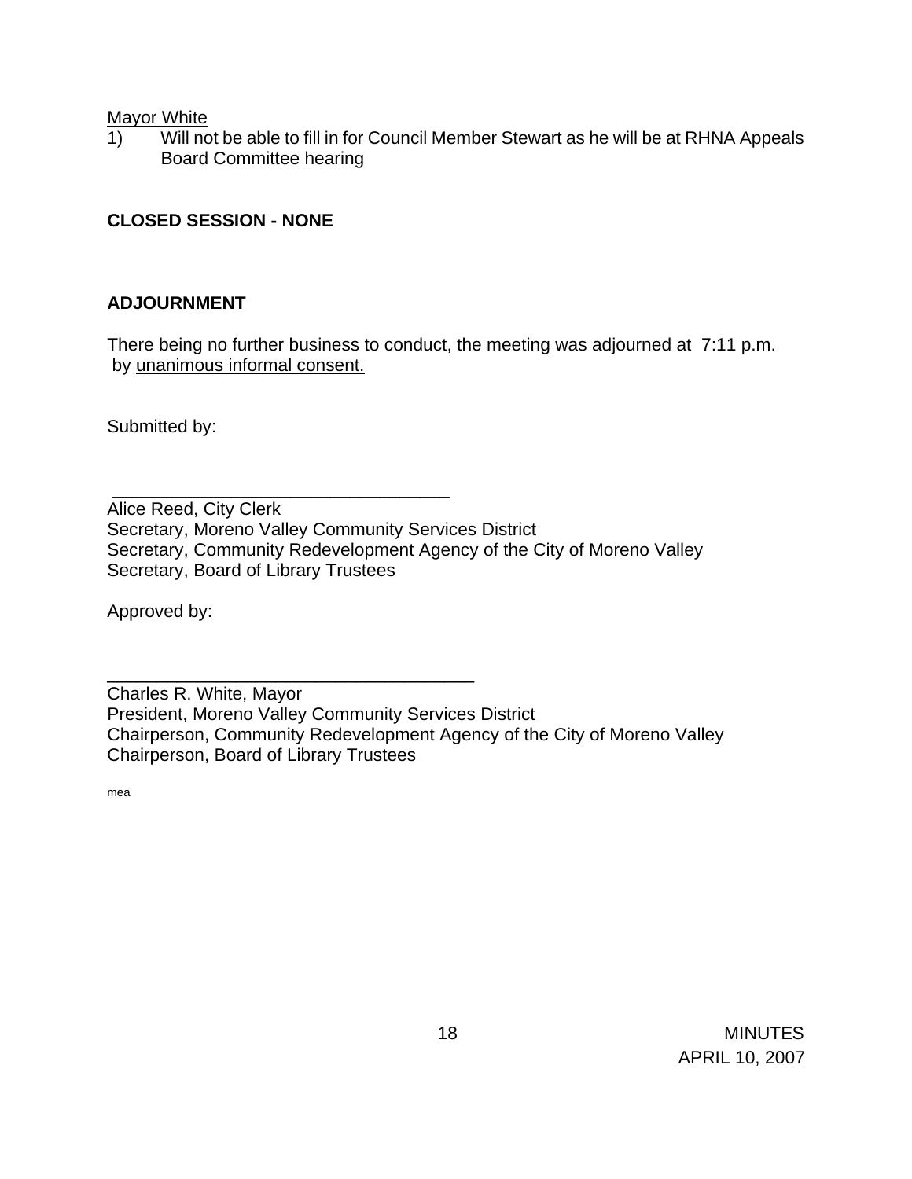Mayor White

1) Will not be able to fill in for Council Member Stewart as he will be at RHNA Appeals Board Committee hearing

**CLOSED SESSION - NONE**

**ADJOURNMENT**

There being no further business to conduct, the meeting was adjourned at 7:11 p.m. by unanimous informal consent.

Submitted by:

\_\_\_\_\_\_\_\_\_\_\_\_\_\_\_\_\_\_\_\_\_\_\_\_\_\_\_\_\_\_\_\_\_\_\_\_

Alice Reed, City Clerk
Secretary, Moreno Valley Community Services District
Secretary, Community Redevelopment Agency of the City of Moreno Valley
Secretary, Board of Library Trustees

Approved by:

\_\_\_\_\_\_\_\_\_\_\_\_\_\_\_\_\_\_\_\_\_\_\_\_\_\_\_\_\_\_\_\_\_\_\_\_

Charles R. White, Mayor
President, Moreno Valley Community Services District
Chairperson, Community Redevelopment Agency of the City of Moreno Valley
Chairperson, Board of Library Trustees

mea